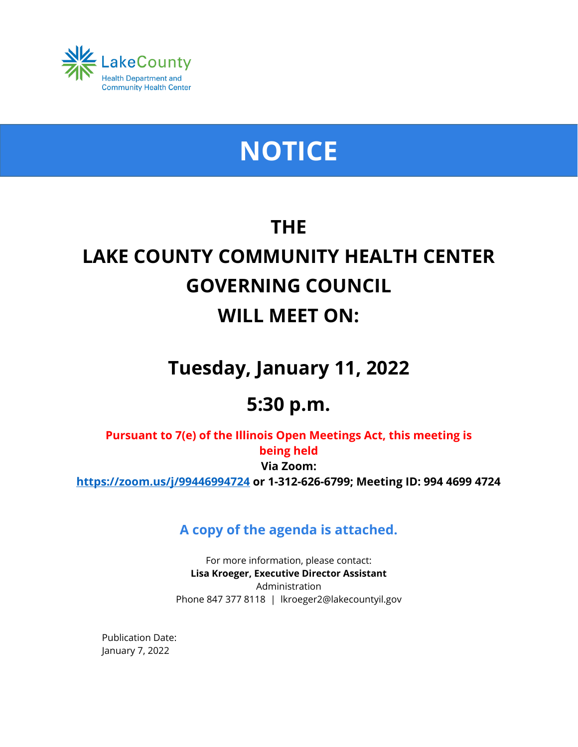LakeCounty
Health Department and
Community Health Center

# NOTICE

## THE
## LAKE COUNTY COMMUNITY HEALTH CENTER GOVERNING COUNCIL
## WILL MEET ON:

## Tuesday, January 11, 2022

## 5:30 p.m.

**Pursuant to 7(e) of the Illinois Open Meetings Act, this meeting is being held**
**Via Zoom:**
**[https://zoom.us/j/99446994724](https://zoom.us/j/99446994724) or 1-312-626-6799; Meeting ID: 994 4699 4724**

**A copy of the agenda is attached.**

For more information, please contact:
**Lisa Kroeger, Executive Director Assistant**
Administration
Phone 847 377 8118 | lkroeger2@lakecountyil.gov

Publication Date:
January 7, 2022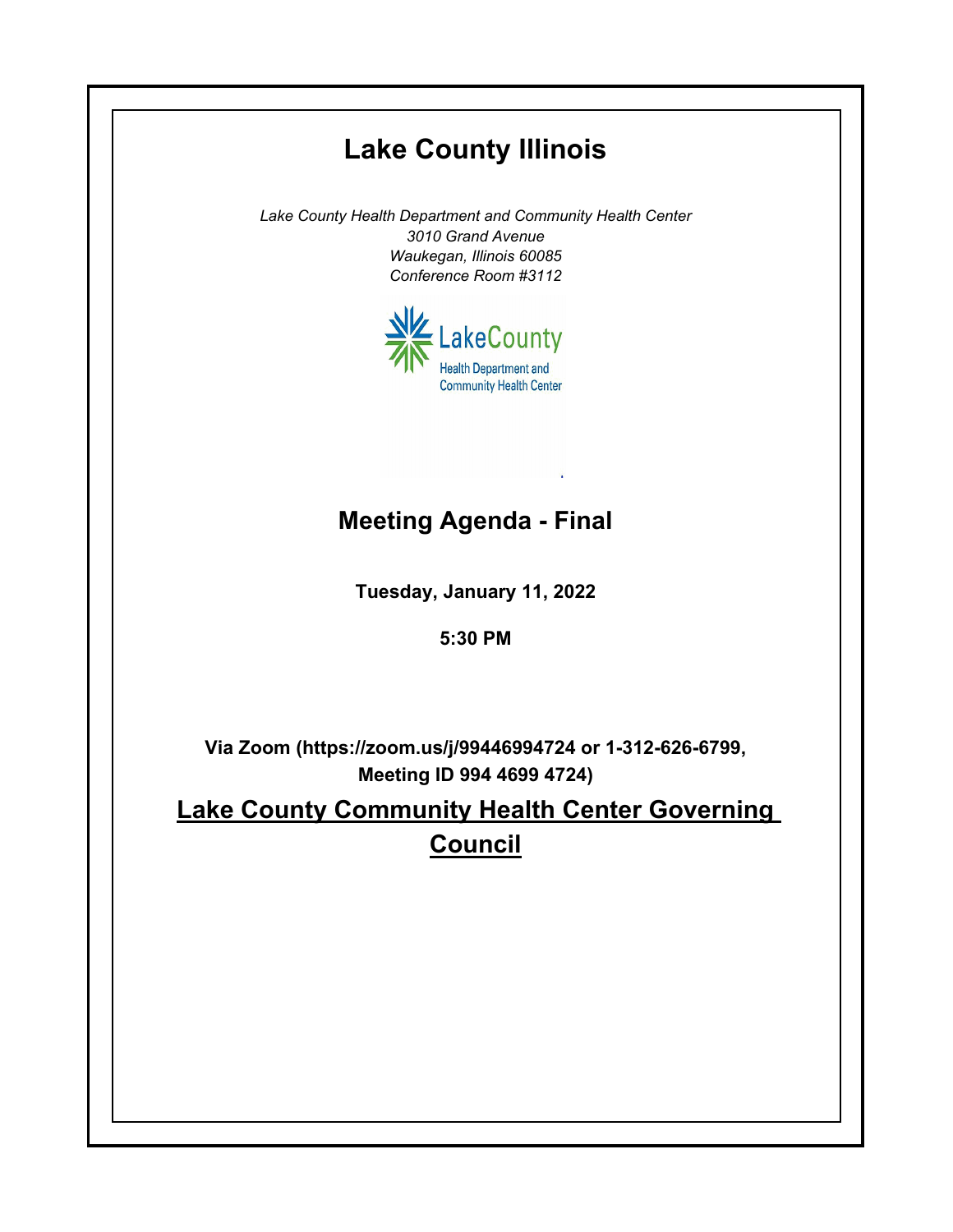# Lake County Illinois

*Lake County Health Department and Community Health Center*
*3010 Grand Avenue*
*Waukegan, Illinois 60085*
*Conference Room #3112*

## Meeting Agenda - Final

**Tuesday, January 11, 2022**

**5:30 PM**

**Via Zoom (https://zoom.us/j/99446994724 or 1-312-626-6799, Meeting ID 994 4699 4724)**

## Lake County Community Health Center Governing Council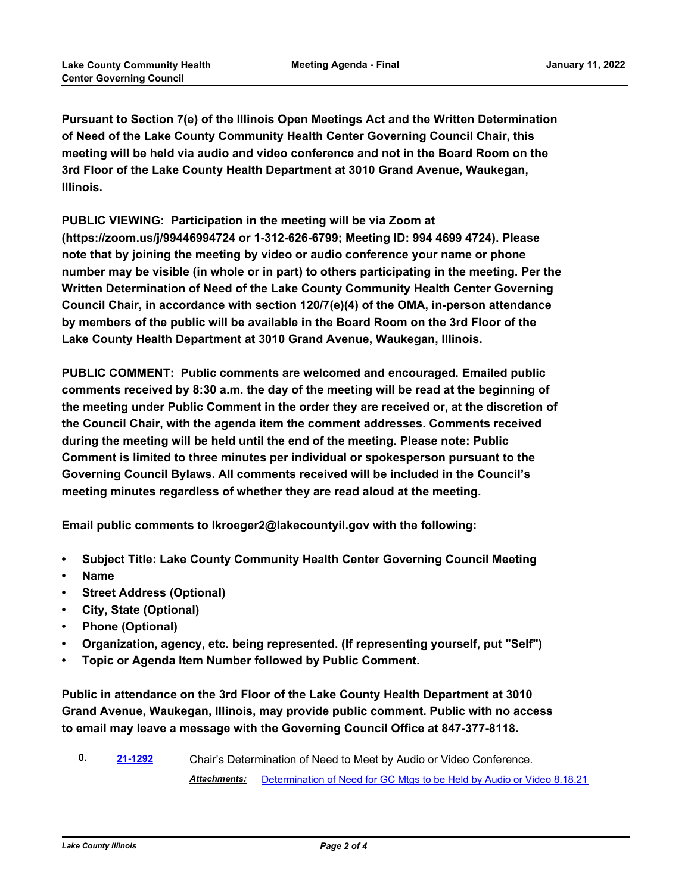**Pursuant to Section 7(e) of the Illinois Open Meetings Act and the Written Determination of Need of the Lake County Community Health Center Governing Council Chair, this meeting will be held via audio and video conference and not in the Board Room on the 3rd Floor of the Lake County Health Department at 3010 Grand Avenue, Waukegan, Illinois.**

**PUBLIC VIEWING: Participation in the meeting will be via Zoom at (https://zoom.us/j/99446994724 or 1-312-626-6799; Meeting ID: 994 4699 4724). Please note that by joining the meeting by video or audio conference your name or phone number may be visible (in whole or in part) to others participating in the meeting. Per the Written Determination of Need of the Lake County Community Health Center Governing Council Chair, in accordance with section 120/7(e)(4) of the OMA, in-person attendance by members of the public will be available in the Board Room on the 3rd Floor of the Lake County Health Department at 3010 Grand Avenue, Waukegan, Illinois.**

**PUBLIC COMMENT: Public comments are welcomed and encouraged. Emailed public comments received by 8:30 a.m. the day of the meeting will be read at the beginning of the meeting under Public Comment in the order they are received or, at the discretion of the Council Chair, with the agenda item the comment addresses. Comments received during the meeting will be held until the end of the meeting. Please note: Public Comment is limited to three minutes per individual or spokesperson pursuant to the Governing Council Bylaws. All comments received will be included in the Council's meeting minutes regardless of whether they are read aloud at the meeting.**

**Email public comments to lkroeger2@lakecountyil.gov with the following:**

- **Subject Title: Lake County Community Health Center Governing Council Meeting**
- **Name**
- **Street Address (Optional)**
- **City, State (Optional)**
- **Phone (Optional)**
- **Organization, agency, etc. being represented. (If representing yourself, put "Self")**
- **Topic or Agenda Item Number followed by Public Comment.**

**Public in attendance on the 3rd Floor of the Lake County Health Department at 3010 Grand Avenue, Waukegan, Illinois, may provide public comment. Public with no access to email may leave a message with the Governing Council Office at 847-377-8118.**

**0.** 21-1292 Chair's Determination of Need to Meet by Audio or Video Conference.

*Attachments:* Determination of Need for GC Mtgs to be Held by Audio or Video 8.18.21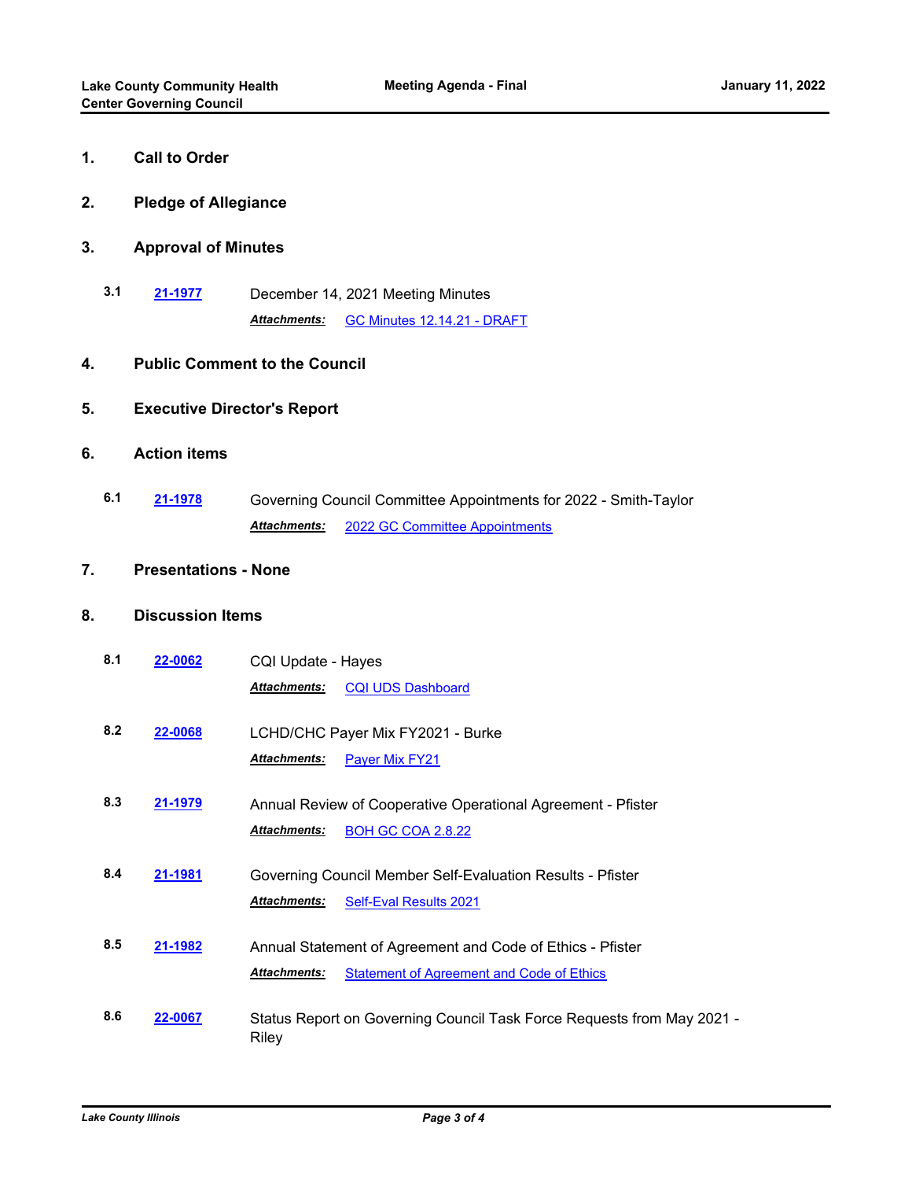## 1. Call to Order

## 2. Pledge of Allegiance

## 3. Approval of Minutes

**3.1** **21-1977** December 14, 2021 Meeting Minutes

***Attachments:*** GC Minutes 12.14.21 - DRAFT

## 4. Public Comment to the Council

## 5. Executive Director's Report

## 6. Action items

**6.1** **21-1978** Governing Council Committee Appointments for 2022 - Smith-Taylor

***Attachments:*** 2022 GC Committee Appointments

## 7. Presentations - None

## 8. Discussion Items

**8.1** **22-0062** CQI Update - Hayes

***Attachments:*** CQI UDS Dashboard

**8.2** **22-0068** LCHD/CHC Payer Mix FY2021 - Burke

***Attachments:*** Payer Mix FY21

**8.3** **21-1979** Annual Review of Cooperative Operational Agreement - Pfister

***Attachments:*** BOH GC COA 2.8.22

**8.4** **21-1981** Governing Council Member Self-Evaluation Results - Pfister

***Attachments:*** Self-Eval Results 2021

**8.5** **21-1982** Annual Statement of Agreement and Code of Ethics - Pfister

***Attachments:*** Statement of Agreement and Code of Ethics

**8.6** **22-0067** Status Report on Governing Council Task Force Requests from May 2021 - Riley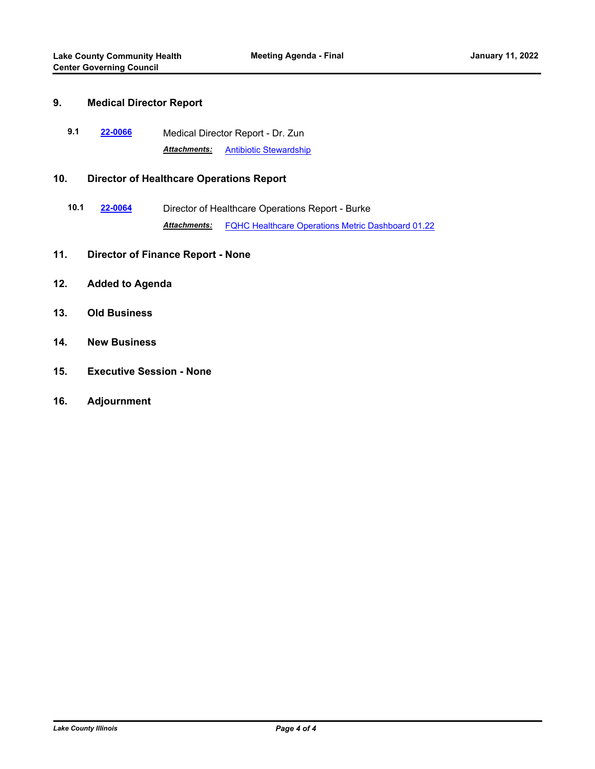## 9. Medical Director Report

**9.1** **22-0066** Medical Director Report - Dr. Zun

***Attachments:*** Antibiotic Stewardship

## 10. Director of Healthcare Operations Report

**10.1** **22-0064** Director of Healthcare Operations Report - Burke

***Attachments:*** FQHC Healthcare Operations Metric Dashboard 01.22

## 11. Director of Finance Report - None

## 12. Added to Agenda

## 13. Old Business

## 14. New Business

## 15. Executive Session - None

## 16. Adjournment